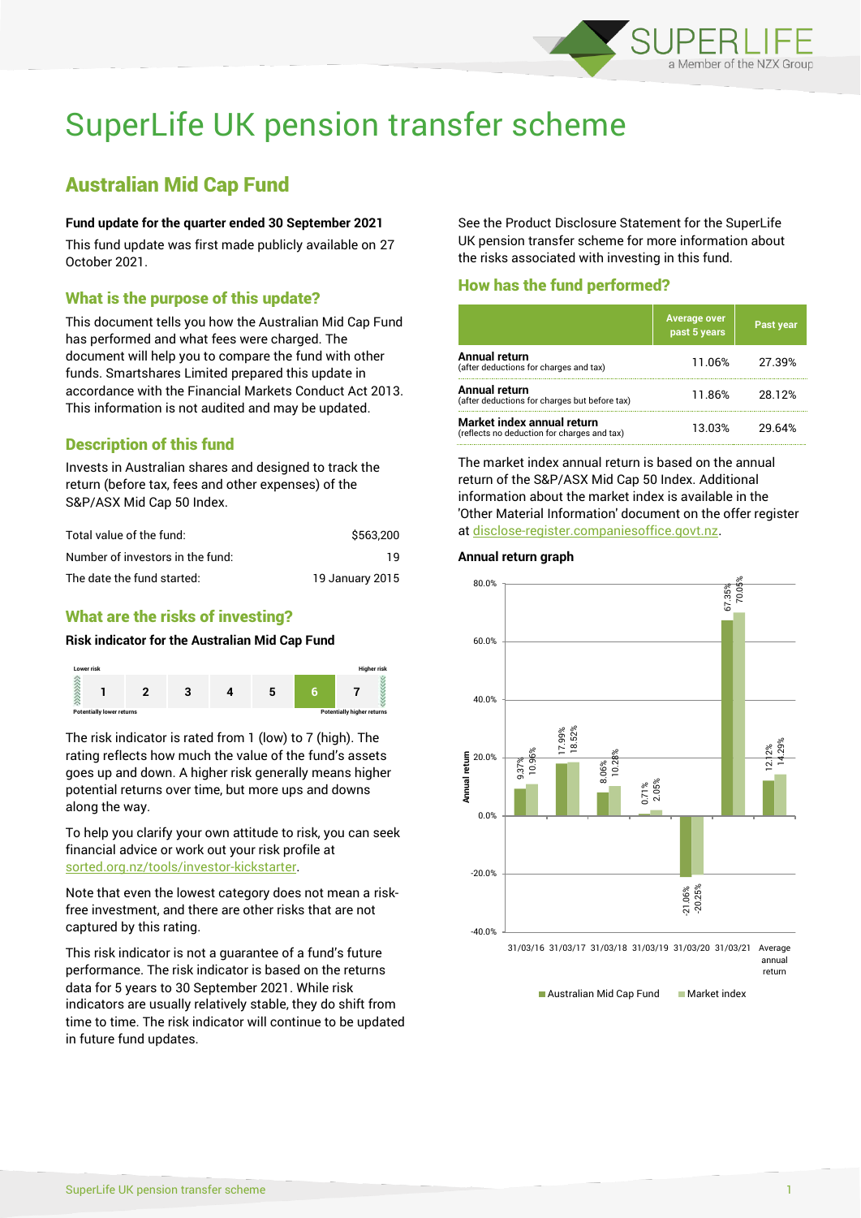# SuperLife UK pension transfer scheme

## Australian Mid Cap Fund

**Fund update for the quarter ended 30 September 2021**

This fund update was first made publicly available on 27 October 2021.

### What is the purpose of this update?

This document tells you how the Australian Mid Cap Fund has performed and what fees were charged. The document will help you to compare the fund with other funds. Smartshares Limited prepared this update in accordance with the Financial Markets Conduct Act 2013. This information is not audited and may be updated.

### Description of this fund

Invests in Australian shares and designed to track the return (before tax, fees and other expenses) of the S&P/ASX Mid Cap 50 Index.

| | |
|---|---|
| Total value of the fund: | $563,200 |
| Number of investors in the fund: | 19 |
| The date the fund started: | 19 January 2015 |

### What are the risks of investing?

**Risk indicator for the Australian Mid Cap Fund**

| Lower risk | | | | | | Higher risk |
|---|---|---|---|---|---|---|
| 1 | 2 | 3 | 4 | 5 | **6** | 7 |
| Potentially lower returns | | | | | | Potentially higher returns |

The risk indicator is rated from 1 (low) to 7 (high). The rating reflects how much the value of the fund's assets goes up and down. A higher risk generally means higher potential returns over time, but more ups and downs along the way.

To help you clarify your own attitude to risk, you can seek financial advice or work out your risk profile at sorted.org.nz/tools/investor-kickstarter.

Note that even the lowest category does not mean a risk-free investment, and there are other risks that are not captured by this rating.

This risk indicator is not a guarantee of a fund's future performance. The risk indicator is based on the returns data for 5 years to 30 September 2021. While risk indicators are usually relatively stable, they do shift from time to time. The risk indicator will continue to be updated in future fund updates.

See the Product Disclosure Statement for the SuperLife UK pension transfer scheme for more information about the risks associated with investing in this fund.

### How has the fund performed?

| | Average over past 5 years | Past year |
|---|---|---|
| **Annual return** (after deductions for charges and tax) | 11.06% | 27.39% |
| **Annual return** (after deductions for charges but before tax) | 11.86% | 28.12% |
| **Market index annual return** (reflects no deduction for charges and tax) | 13.03% | 29.64% |

The market index annual return is based on the annual return of the S&P/ASX Mid Cap 50 Index. Additional information about the market index is available in the 'Other Material Information' document on the offer register at disclose-register.companiesoffice.govt.nz.

**Annual return graph**

| | Australian Mid Cap Fund | Market index |
|---|---|---|
| 31/03/16 | 9.37% | 10.96% |
| 31/03/17 | 17.99% | 18.52% |
| 31/03/18 | 8.06% | 10.28% |
| 31/03/19 | 0.71% | 2.05% |
| 31/03/20 | -21.06% | -20.25% |
| 31/03/21 | 67.35% | 70.05% |
| Average annual return | 12.12% | 14.29% |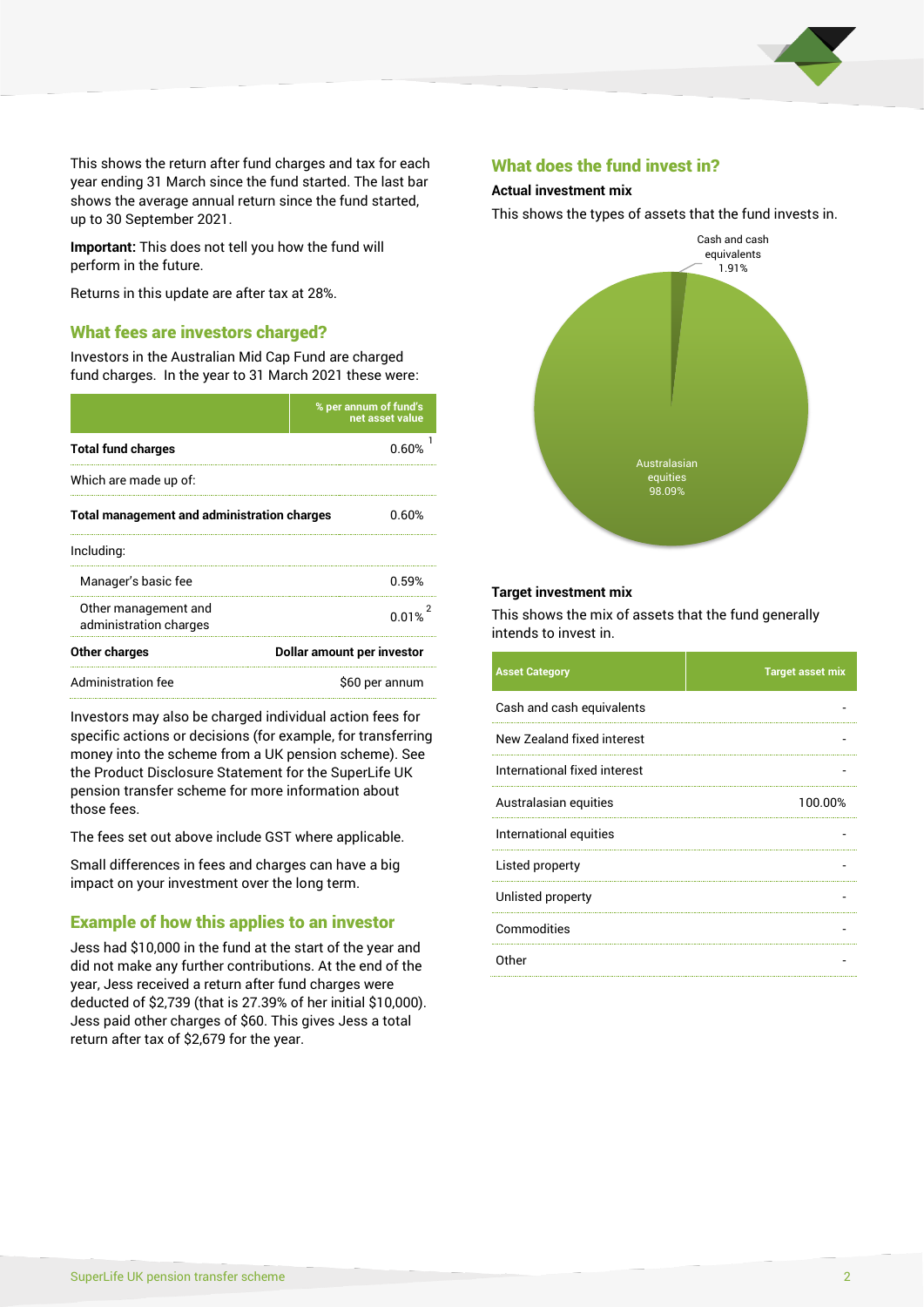This shows the return after fund charges and tax for each year ending 31 March since the fund started. The last bar shows the average annual return since the fund started, up to 30 September 2021.

**Important:** This does not tell you how the fund will perform in the future.

Returns in this update are after tax at 28%.

## What fees are investors charged?

Investors in the Australian Mid Cap Fund are charged fund charges. In the year to 31 March 2021 these were:

| | % per annum of fund's net asset value |
|---|---|
| **Total fund charges** | 0.60% [1] |
| Which are made up of: | |
| **Total management and administration charges** | 0.60% |
| Including: | |
| Manager's basic fee | 0.59% |
| Other management and administration charges | 0.01% [2] |
| **Other charges** | **Dollar amount per investor** |
| Administration fee | $60 per annum |

Investors may also be charged individual action fees for specific actions or decisions (for example, for transferring money into the scheme from a UK pension scheme). See the Product Disclosure Statement for the SuperLife UK pension transfer scheme for more information about those fees.

The fees set out above include GST where applicable.

Small differences in fees and charges can have a big impact on your investment over the long term.

## Example of how this applies to an investor

Jess had $10,000 in the fund at the start of the year and did not make any further contributions. At the end of the year, Jess received a return after fund charges were deducted of $2,739 (that is 27.39% of her initial $10,000). Jess paid other charges of $60. This gives Jess a total return after tax of $2,679 for the year.

## What does the fund invest in?

### Actual investment mix

This shows the types of assets that the fund invests in.

Cash and cash equivalents 1.91%

Australasian equities 98.09%

### Target investment mix

This shows the mix of assets that the fund generally intends to invest in.

| Asset Category | Target asset mix |
|---|---|
| Cash and cash equivalents | - |
| New Zealand fixed interest | - |
| International fixed interest | - |
| Australasian equities | 100.00% |
| International equities | - |
| Listed property | - |
| Unlisted property | - |
| Commodities | - |
| Other | - |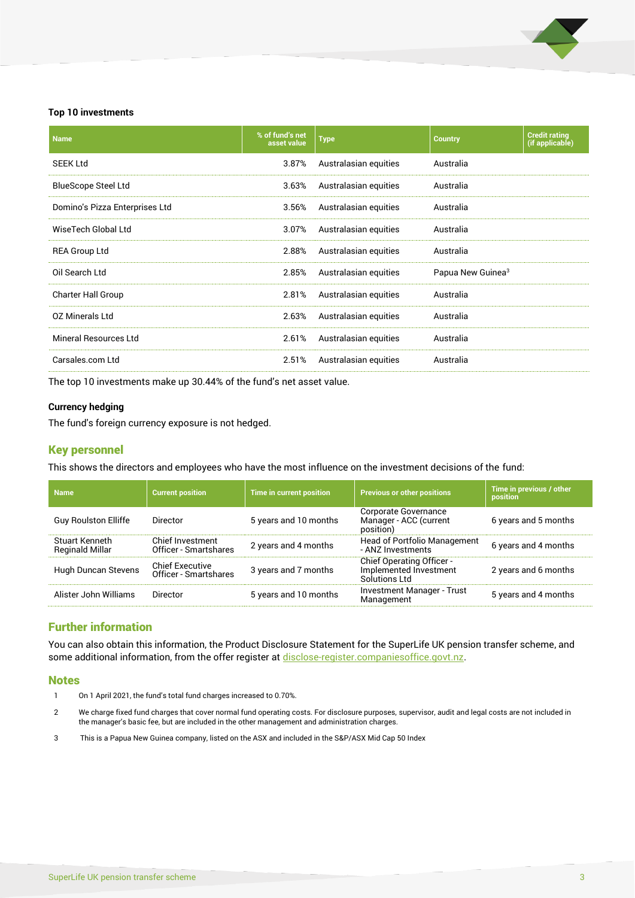### Top 10 investments

| Name | % of fund's net asset value | Type | Country | Credit rating (if applicable) |
|---|---|---|---|---|
| SEEK Ltd | 3.87% | Australasian equities | Australia | |
| BlueScope Steel Ltd | 3.63% | Australasian equities | Australia | |
| Domino's Pizza Enterprises Ltd | 3.56% | Australasian equities | Australia | |
| WiseTech Global Ltd | 3.07% | Australasian equities | Australia | |
| REA Group Ltd | 2.88% | Australasian equities | Australia | |
| Oil Search Ltd | 2.85% | Australasian equities | Papua New Guinea[3] | |
| Charter Hall Group | 2.81% | Australasian equities | Australia | |
| OZ Minerals Ltd | 2.63% | Australasian equities | Australia | |
| Mineral Resources Ltd | 2.61% | Australasian equities | Australia | |
| Carsales.com Ltd | 2.51% | Australasian equities | Australia | |

The top 10 investments make up 30.44% of the fund's net asset value.

### Currency hedging

The fund's foreign currency exposure is not hedged.

## Key personnel

This shows the directors and employees who have the most influence on the investment decisions of the fund:

| Name | Current position | Time in current position | Previous or other positions | Time in previous / other position |
|---|---|---|---|---|
| Guy Roulston Elliffe | Director | 5 years and 10 months | Corporate Governance Manager - ACC (current position) | 6 years and 5 months |
| Stuart Kenneth Reginald Millar | Chief Investment Officer - Smartshares | 2 years and 4 months | Head of Portfolio Management - ANZ Investments | 6 years and 4 months |
| Hugh Duncan Stevens | Chief Executive Officer - Smartshares | 3 years and 7 months | Chief Operating Officer - Implemented Investment Solutions Ltd | 2 years and 6 months |
| Alister John Williams | Director | 5 years and 10 months | Investment Manager - Trust Management | 5 years and 4 months |

## Further information

You can also obtain this information, the Product Disclosure Statement for the SuperLife UK pension transfer scheme, and some additional information, from the offer register at disclose-register.companiesoffice.govt.nz.

## Notes

1. On 1 April 2021, the fund's total fund charges increased to 0.70%.
2. We charge fixed fund charges that cover normal fund operating costs. For disclosure purposes, supervisor, audit and legal costs are not included in the manager's basic fee, but are included in the other management and administration charges.
3. This is a Papua New Guinea company, listed on the ASX and included in the S&P/ASX Mid Cap 50 Index